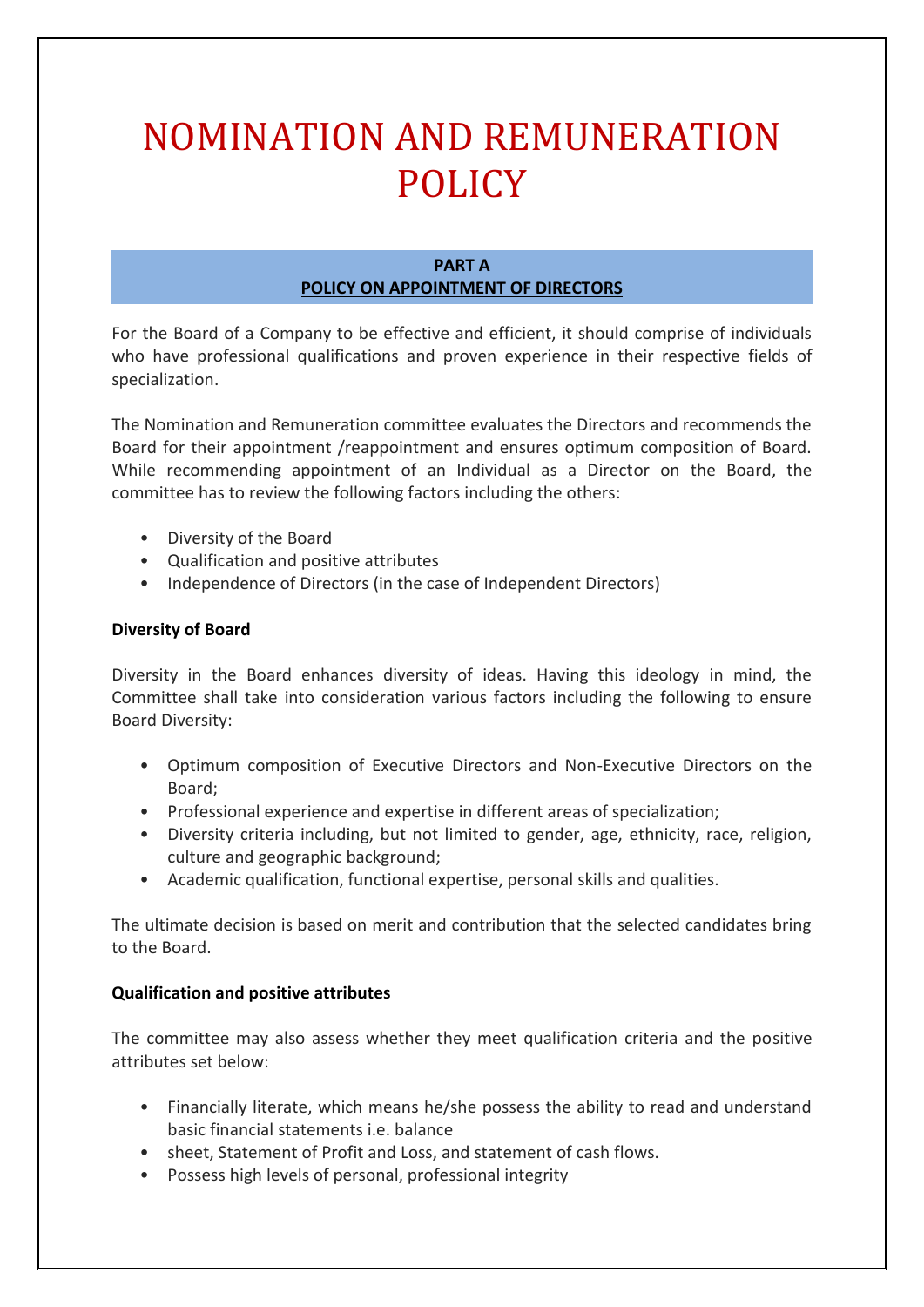# NOMINATION AND REMUNERATION POLICY

## PART A
## POLICY ON APPOINTMENT OF DIRECTORS

For the Board of a Company to be effective and efficient, it should comprise of individuals who have professional qualifications and proven experience in their respective fields of specialization.

The Nomination and Remuneration committee evaluates the Directors and recommends the Board for their appointment /reappointment and ensures optimum composition of Board. While recommending appointment of an Individual as a Director on the Board, the committee has to review the following factors including the others:

- Diversity of the Board
- Qualification and positive attributes
- Independence of Directors (in the case of Independent Directors)

### Diversity of Board

Diversity in the Board enhances diversity of ideas. Having this ideology in mind, the Committee shall take into consideration various factors including the following to ensure Board Diversity:

- Optimum composition of Executive Directors and Non-Executive Directors on the Board;
- Professional experience and expertise in different areas of specialization;
- Diversity criteria including, but not limited to gender, age, ethnicity, race, religion, culture and geographic background;
- Academic qualification, functional expertise, personal skills and qualities.

The ultimate decision is based on merit and contribution that the selected candidates bring to the Board.

### Qualification and positive attributes

The committee may also assess whether they meet qualification criteria and the positive attributes set below:

- Financially literate, which means he/she possess the ability to read and understand basic financial statements i.e. balance
- sheet, Statement of Profit and Loss, and statement of cash flows.
- Possess high levels of personal, professional integrity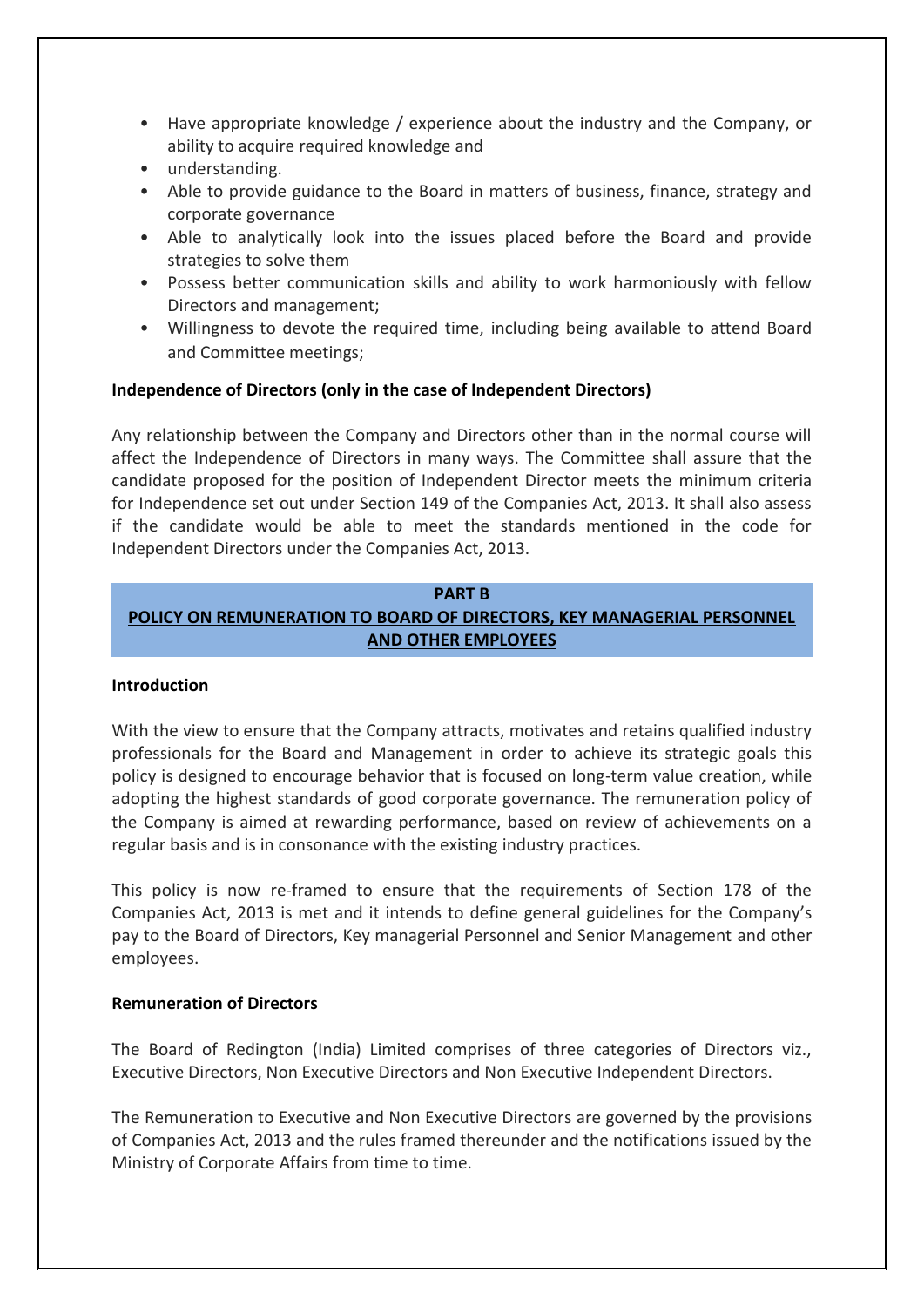- Have appropriate knowledge / experience about the industry and the Company, or ability to acquire required knowledge and
- understanding.
- Able to provide guidance to the Board in matters of business, finance, strategy and corporate governance
- Able to analytically look into the issues placed before the Board and provide strategies to solve them
- Possess better communication skills and ability to work harmoniously with fellow Directors and management;
- Willingness to devote the required time, including being available to attend Board and Committee meetings;

**Independence of Directors (only in the case of Independent Directors)**

Any relationship between the Company and Directors other than in the normal course will affect the Independence of Directors in many ways. The Committee shall assure that the candidate proposed for the position of Independent Director meets the minimum criteria for Independence set out under Section 149 of the Companies Act, 2013. It shall also assess if the candidate would be able to meet the standards mentioned in the code for Independent Directors under the Companies Act, 2013.

## PART B
## POLICY ON REMUNERATION TO BOARD OF DIRECTORS, KEY MANAGERIAL PERSONNEL AND OTHER EMPLOYEES

**Introduction**

With the view to ensure that the Company attracts, motivates and retains qualified industry professionals for the Board and Management in order to achieve its strategic goals this policy is designed to encourage behavior that is focused on long-term value creation, while adopting the highest standards of good corporate governance. The remuneration policy of the Company is aimed at rewarding performance, based on review of achievements on a regular basis and is in consonance with the existing industry practices.

This policy is now re-framed to ensure that the requirements of Section 178 of the Companies Act, 2013 is met and it intends to define general guidelines for the Company's pay to the Board of Directors, Key managerial Personnel and Senior Management and other employees.

**Remuneration of Directors**

The Board of Redington (India) Limited comprises of three categories of Directors viz., Executive Directors, Non Executive Directors and Non Executive Independent Directors.

The Remuneration to Executive and Non Executive Directors are governed by the provisions of Companies Act, 2013 and the rules framed thereunder and the notifications issued by the Ministry of Corporate Affairs from time to time.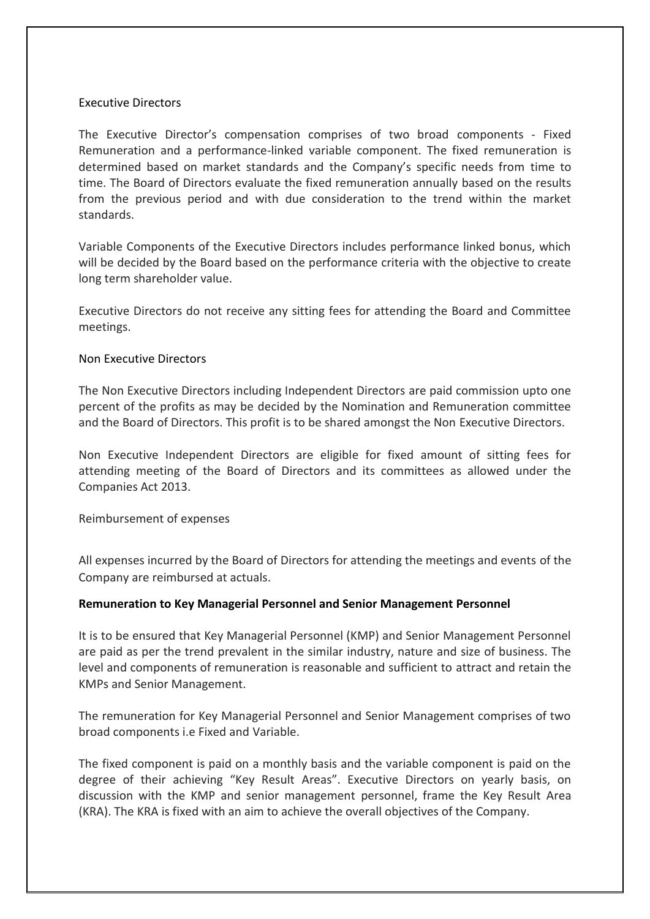Executive Directors

The Executive Director's compensation comprises of two broad components - Fixed Remuneration and a performance-linked variable component. The fixed remuneration is determined based on market standards and the Company's specific needs from time to time. The Board of Directors evaluate the fixed remuneration annually based on the results from the previous period and with due consideration to the trend within the market standards.

Variable Components of the Executive Directors includes performance linked bonus, which will be decided by the Board based on the performance criteria with the objective to create long term shareholder value.

Executive Directors do not receive any sitting fees for attending the Board and Committee meetings.

Non Executive Directors

The Non Executive Directors including Independent Directors are paid commission upto one percent of the profits as may be decided by the Nomination and Remuneration committee and the Board of Directors. This profit is to be shared amongst the Non Executive Directors.

Non Executive Independent Directors are eligible for fixed amount of sitting fees for attending meeting of the Board of Directors and its committees as allowed under the Companies Act 2013.

Reimbursement of expenses

All expenses incurred by the Board of Directors for attending the meetings and events of the Company are reimbursed at actuals.

**Remuneration to Key Managerial Personnel and Senior Management Personnel**

It is to be ensured that Key Managerial Personnel (KMP) and Senior Management Personnel are paid as per the trend prevalent in the similar industry, nature and size of business. The level and components of remuneration is reasonable and sufficient to attract and retain the KMPs and Senior Management.

The remuneration for Key Managerial Personnel and Senior Management comprises of two broad components i.e Fixed and Variable.

The fixed component is paid on a monthly basis and the variable component is paid on the degree of their achieving "Key Result Areas". Executive Directors on yearly basis, on discussion with the KMP and senior management personnel, frame the Key Result Area (KRA). The KRA is fixed with an aim to achieve the overall objectives of the Company.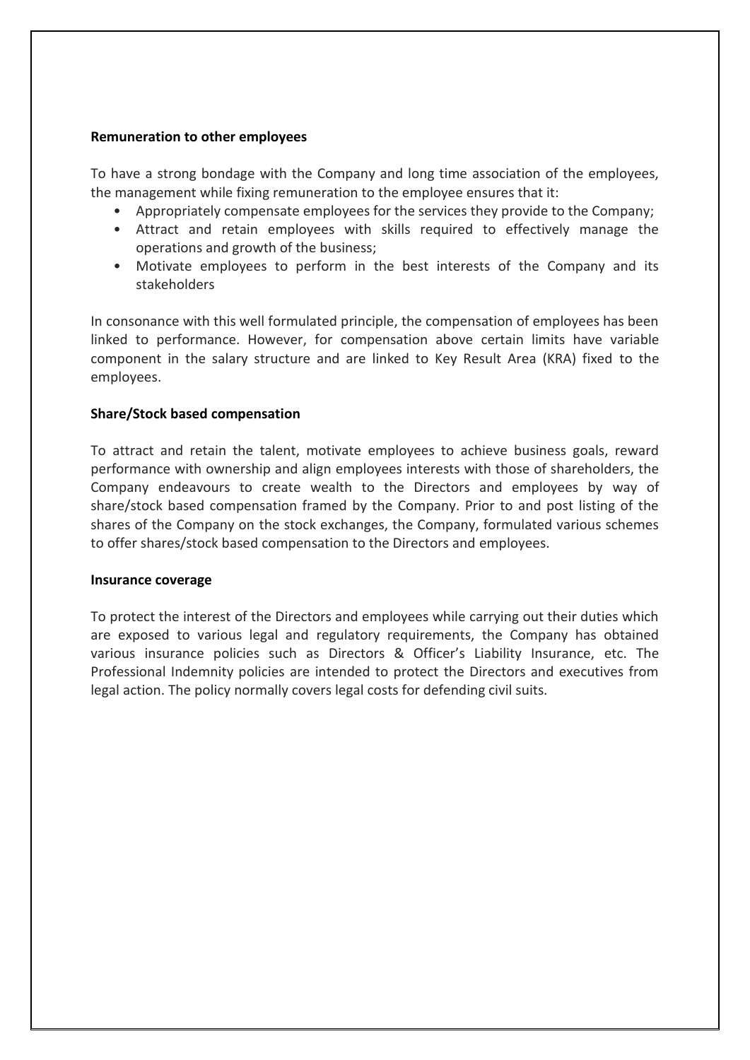**Remuneration to other employees**

To have a strong bondage with the Company and long time association of the employees, the management while fixing remuneration to the employee ensures that it:

- Appropriately compensate employees for the services they provide to the Company;
- Attract and retain employees with skills required to effectively manage the operations and growth of the business;
- Motivate employees to perform in the best interests of the Company and its stakeholders

In consonance with this well formulated principle, the compensation of employees has been linked to performance. However, for compensation above certain limits have variable component in the salary structure and are linked to Key Result Area (KRA) fixed to the employees.

**Share/Stock based compensation**

To attract and retain the talent, motivate employees to achieve business goals, reward performance with ownership and align employees interests with those of shareholders, the Company endeavours to create wealth to the Directors and employees by way of share/stock based compensation framed by the Company. Prior to and post listing of the shares of the Company on the stock exchanges, the Company, formulated various schemes to offer shares/stock based compensation to the Directors and employees.

**Insurance coverage**

To protect the interest of the Directors and employees while carrying out their duties which are exposed to various legal and regulatory requirements, the Company has obtained various insurance policies such as Directors & Officer's Liability Insurance, etc. The Professional Indemnity policies are intended to protect the Directors and executives from legal action. The policy normally covers legal costs for defending civil suits.